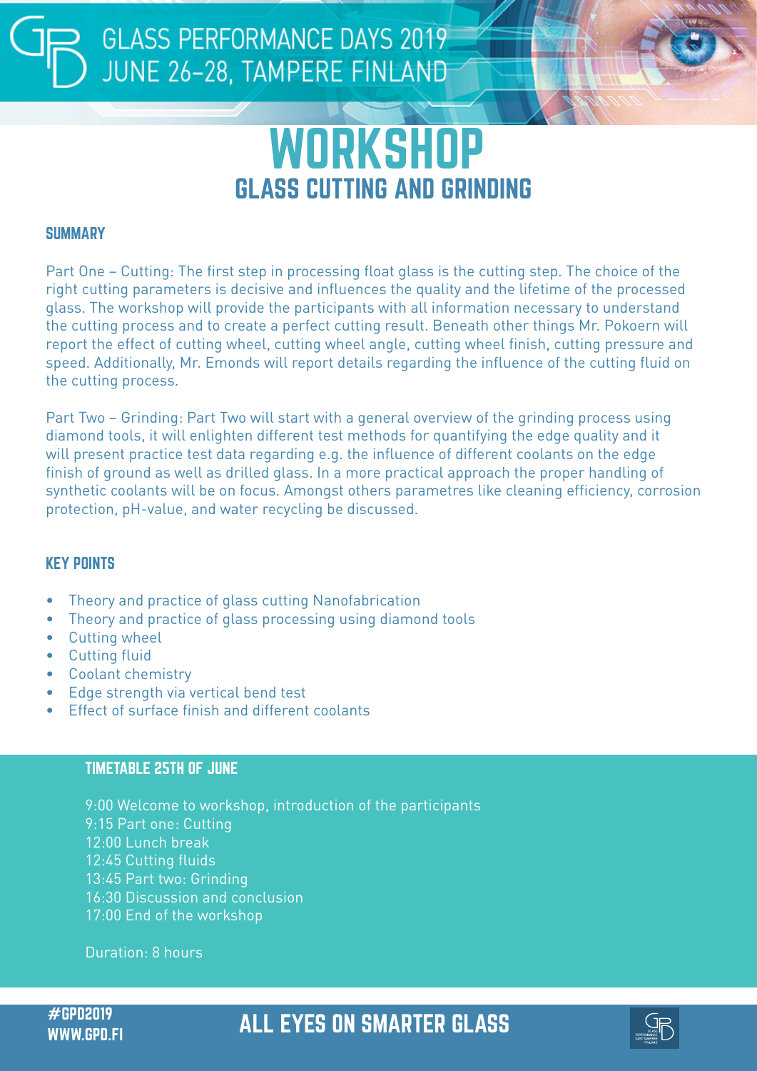# GLASS PERFORMANCE DAYS 2019
JUNE 26-28, TAMPERE FINLAND

# WORKSHOP
## GLASS CUTTING AND GRINDING

### SUMMARY

Part One – Cutting: The first step in processing float glass is the cutting step. The choice of the right cutting parameters is decisive and influences the quality and the lifetime of the processed glass. The workshop will provide the participants with all information necessary to understand the cutting process and to create a perfect cutting result. Beneath other things Mr. Pokoern will report the effect of cutting wheel, cutting wheel angle, cutting wheel finish, cutting pressure and speed. Additionally, Mr. Emonds will report details regarding the influence of the cutting fluid on the cutting process.

Part Two – Grinding: Part Two will start with a general overview of the grinding process using diamond tools, it will enlighten different test methods for quantifying the edge quality and it will present practice test data regarding e.g. the influence of different coolants on the edge finish of ground as well as drilled glass. In a more practical approach the proper handling of synthetic coolants will be on focus. Amongst others parametres like cleaning efficiency, corrosion protection, pH-value, and water recycling be discussed.

### KEY POINTS

- Theory and practice of glass cutting Nanofabrication
- Theory and practice of glass processing using diamond tools
- Cutting wheel
- Cutting fluid
- Coolant chemistry
- Edge strength via vertical bend test
- Effect of surface finish and different coolants

### TIMETABLE 25TH OF JUNE

9:00 Welcome to workshop, introduction of the participants
9:15 Part one: Cutting
12:00 Lunch break
12:45 Cutting fluids
13:45 Part two: Grinding
16:30 Discussion and conclusion
17:00 End of the workshop

Duration: 8 hours

#GPD2019
WWW.GPD.FI

ALL EYES ON SMARTER GLASS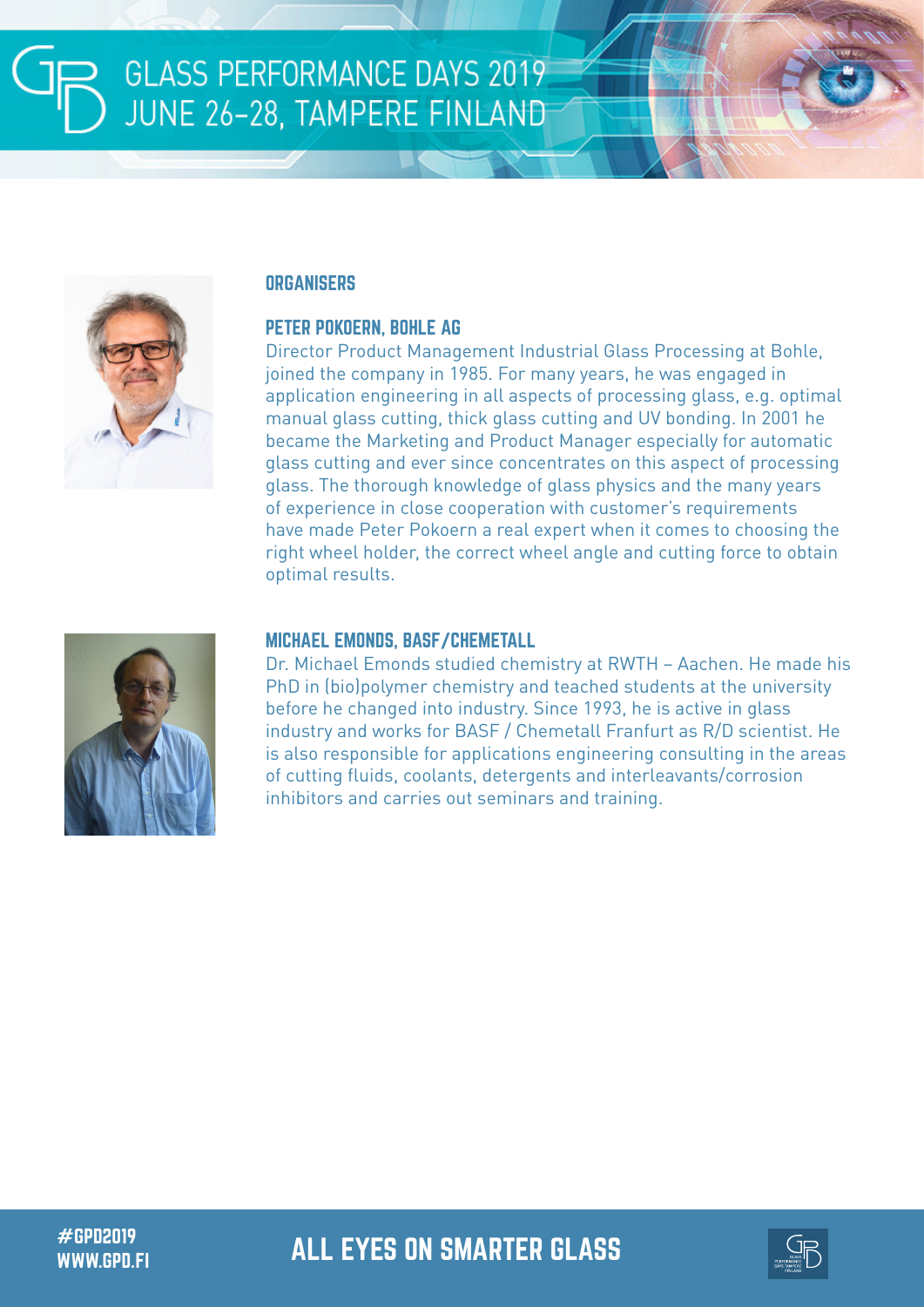## ORGANISERS

### PETER POKOERN, BOHLE AG

Director Product Management Industrial Glass Processing at Bohle, joined the company in 1985. For many years, he was engaged in application engineering in all aspects of processing glass, e.g. optimal manual glass cutting, thick glass cutting and UV bonding. In 2001 he became the Marketing and Product Manager especially for automatic glass cutting and ever since concentrates on this aspect of processing glass. The thorough knowledge of glass physics and the many years of experience in close cooperation with customer's requirements have made Peter Pokoern a real expert when it comes to choosing the right wheel holder, the correct wheel angle and cutting force to obtain optimal results.

### MICHAEL EMONDS, BASF/CHEMETALL

Dr. Michael Emonds studied chemistry at RWTH – Aachen. He made his PhD in (bio)polymer chemistry and teached students at the university before he changed into industry. Since 1993, he is active in glass industry and works for BASF / Chemetall Franfurt as R/D scientist. He is also responsible for applications engineering consulting in the areas of cutting fluids, coolants, detergents and interleavants/corrosion inhibitors and carries out seminars and training.